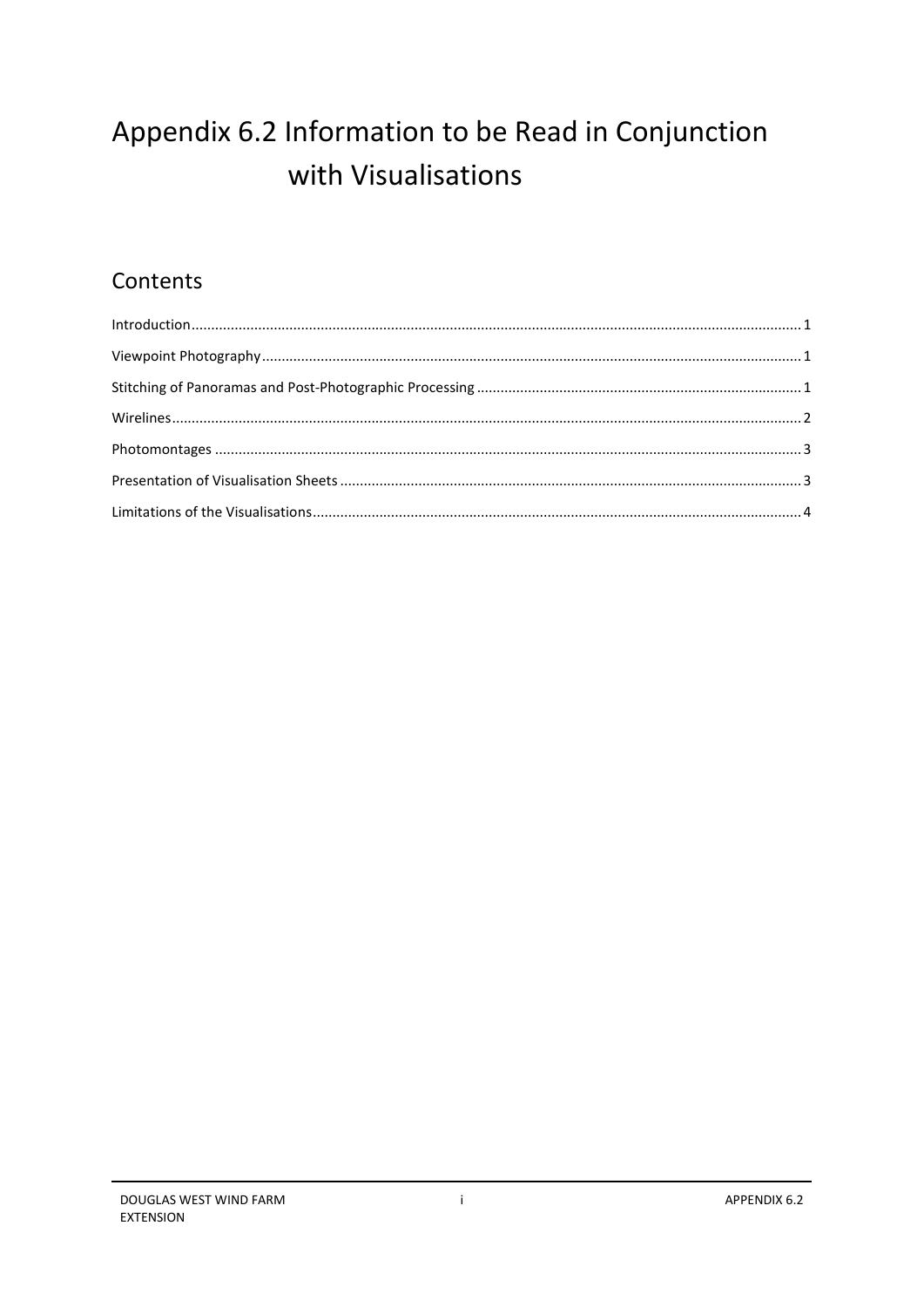# Appendix 6.2 Information to be Read in Conjunction with Visualisations

## Contents

- Introduction ... 1
- Viewpoint Photography ... 1
- Stitching of Panoramas and Post-Photographic Processing ... 1
- Wirelines ... 2
- Photomontages ... 3
- Presentation of Visualisation Sheets ... 3
- Limitations of the Visualisations ... 4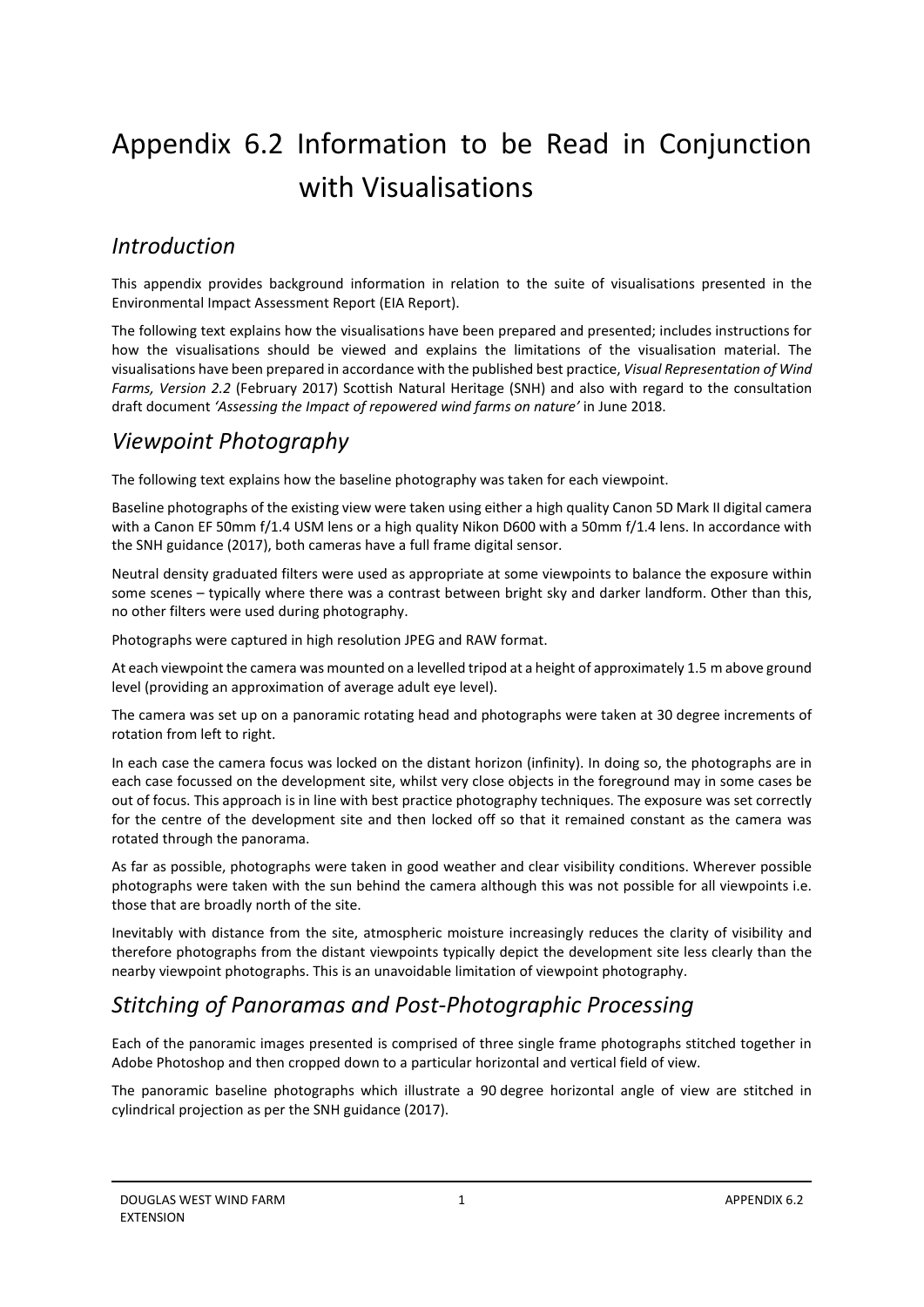# Appendix 6.2 Information to be Read in Conjunction with Visualisations

## *Introduction*

This appendix provides background information in relation to the suite of visualisations presented in the Environmental Impact Assessment Report (EIA Report).

The following text explains how the visualisations have been prepared and presented; includes instructions for how the visualisations should be viewed and explains the limitations of the visualisation material. The visualisations have been prepared in accordance with the published best practice, *Visual Representation of Wind Farms, Version 2.2* (February 2017) Scottish Natural Heritage (SNH) and also with regard to the consultation draft document *'Assessing the Impact of repowered wind farms on nature'* in June 2018.

## *Viewpoint Photography*

The following text explains how the baseline photography was taken for each viewpoint.

Baseline photographs of the existing view were taken using either a high quality Canon 5D Mark II digital camera with a Canon EF 50mm f/1.4 USM lens or a high quality Nikon D600 with a 50mm f/1.4 lens. In accordance with the SNH guidance (2017), both cameras have a full frame digital sensor.

Neutral density graduated filters were used as appropriate at some viewpoints to balance the exposure within some scenes – typically where there was a contrast between bright sky and darker landform. Other than this, no other filters were used during photography.

Photographs were captured in high resolution JPEG and RAW format.

At each viewpoint the camera was mounted on a levelled tripod at a height of approximately 1.5 m above ground level (providing an approximation of average adult eye level).

The camera was set up on a panoramic rotating head and photographs were taken at 30 degree increments of rotation from left to right.

In each case the camera focus was locked on the distant horizon (infinity). In doing so, the photographs are in each case focussed on the development site, whilst very close objects in the foreground may in some cases be out of focus. This approach is in line with best practice photography techniques. The exposure was set correctly for the centre of the development site and then locked off so that it remained constant as the camera was rotated through the panorama.

As far as possible, photographs were taken in good weather and clear visibility conditions. Wherever possible photographs were taken with the sun behind the camera although this was not possible for all viewpoints i.e. those that are broadly north of the site.

Inevitably with distance from the site, atmospheric moisture increasingly reduces the clarity of visibility and therefore photographs from the distant viewpoints typically depict the development site less clearly than the nearby viewpoint photographs. This is an unavoidable limitation of viewpoint photography.

## *Stitching of Panoramas and Post-Photographic Processing*

Each of the panoramic images presented is comprised of three single frame photographs stitched together in Adobe Photoshop and then cropped down to a particular horizontal and vertical field of view.

The panoramic baseline photographs which illustrate a 90 degree horizontal angle of view are stitched in cylindrical projection as per the SNH guidance (2017).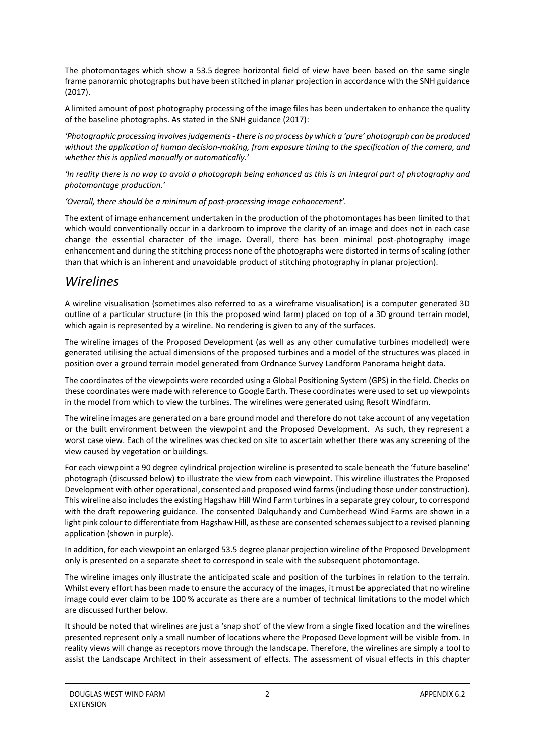The photomontages which show a 53.5 degree horizontal field of view have been based on the same single frame panoramic photographs but have been stitched in planar projection in accordance with the SNH guidance (2017).

A limited amount of post photography processing of the image files has been undertaken to enhance the quality of the baseline photographs. As stated in the SNH guidance (2017):

*'Photographic processing involves judgements - there is no process by which a 'pure' photograph can be produced without the application of human decision-making, from exposure timing to the specification of the camera, and whether this is applied manually or automatically.'*

*'In reality there is no way to avoid a photograph being enhanced as this is an integral part of photography and photomontage production.'*

*'Overall, there should be a minimum of post-processing image enhancement'.*

The extent of image enhancement undertaken in the production of the photomontages has been limited to that which would conventionally occur in a darkroom to improve the clarity of an image and does not in each case change the essential character of the image. Overall, there has been minimal post-photography image enhancement and during the stitching process none of the photographs were distorted in terms of scaling (other than that which is an inherent and unavoidable product of stitching photography in planar projection).

## *Wirelines*

A wireline visualisation (sometimes also referred to as a wireframe visualisation) is a computer generated 3D outline of a particular structure (in this the proposed wind farm) placed on top of a 3D ground terrain model, which again is represented by a wireline. No rendering is given to any of the surfaces.

The wireline images of the Proposed Development (as well as any other cumulative turbines modelled) were generated utilising the actual dimensions of the proposed turbines and a model of the structures was placed in position over a ground terrain model generated from Ordnance Survey Landform Panorama height data.

The coordinates of the viewpoints were recorded using a Global Positioning System (GPS) in the field. Checks on these coordinates were made with reference to Google Earth. These coordinates were used to set up viewpoints in the model from which to view the turbines. The wirelines were generated using Resoft Windfarm.

The wireline images are generated on a bare ground model and therefore do not take account of any vegetation or the built environment between the viewpoint and the Proposed Development. As such, they represent a worst case view. Each of the wirelines was checked on site to ascertain whether there was any screening of the view caused by vegetation or buildings.

For each viewpoint a 90 degree cylindrical projection wireline is presented to scale beneath the 'future baseline' photograph (discussed below) to illustrate the view from each viewpoint. This wireline illustrates the Proposed Development with other operational, consented and proposed wind farms (including those under construction). This wireline also includes the existing Hagshaw Hill Wind Farm turbines in a separate grey colour, to correspond with the draft repowering guidance. The consented Dalquhandy and Cumberhead Wind Farms are shown in a light pink colour to differentiate from Hagshaw Hill, as these are consented schemes subject to a revised planning application (shown in purple).

In addition, for each viewpoint an enlarged 53.5 degree planar projection wireline of the Proposed Development only is presented on a separate sheet to correspond in scale with the subsequent photomontage.

The wireline images only illustrate the anticipated scale and position of the turbines in relation to the terrain. Whilst every effort has been made to ensure the accuracy of the images, it must be appreciated that no wireline image could ever claim to be 100 % accurate as there are a number of technical limitations to the model which are discussed further below.

It should be noted that wirelines are just a 'snap shot' of the view from a single fixed location and the wirelines presented represent only a small number of locations where the Proposed Development will be visible from. In reality views will change as receptors move through the landscape. Therefore, the wirelines are simply a tool to assist the Landscape Architect in their assessment of effects. The assessment of visual effects in this chapter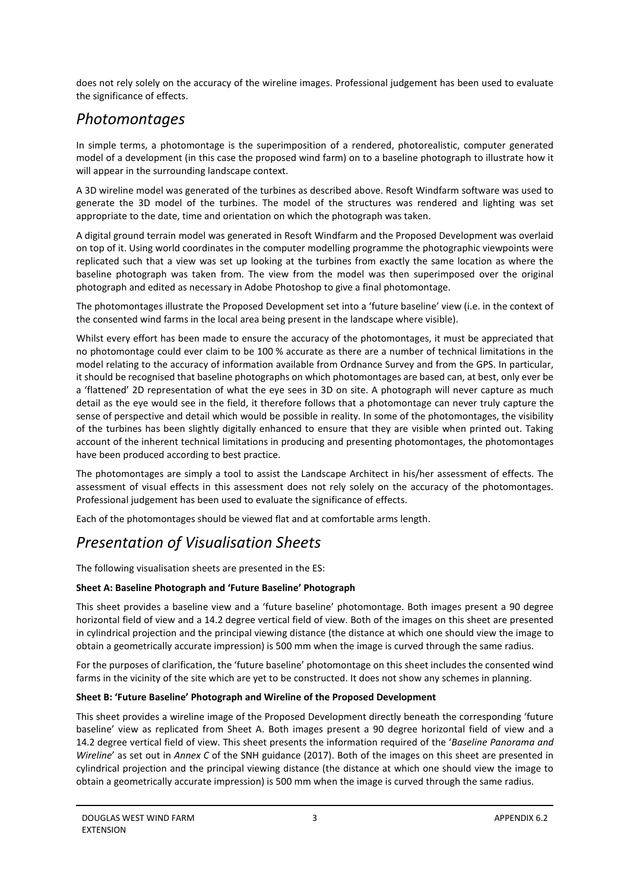does not rely solely on the accuracy of the wireline images. Professional judgement has been used to evaluate the significance of effects.

## *Photomontages*

In simple terms, a photomontage is the superimposition of a rendered, photorealistic, computer generated model of a development (in this case the proposed wind farm) on to a baseline photograph to illustrate how it will appear in the surrounding landscape context.

A 3D wireline model was generated of the turbines as described above. Resoft Windfarm software was used to generate the 3D model of the turbines. The model of the structures was rendered and lighting was set appropriate to the date, time and orientation on which the photograph was taken.

A digital ground terrain model was generated in Resoft Windfarm and the Proposed Development was overlaid on top of it. Using world coordinates in the computer modelling programme the photographic viewpoints were replicated such that a view was set up looking at the turbines from exactly the same location as where the baseline photograph was taken from. The view from the model was then superimposed over the original photograph and edited as necessary in Adobe Photoshop to give a final photomontage.

The photomontages illustrate the Proposed Development set into a 'future baseline' view (i.e. in the context of the consented wind farms in the local area being present in the landscape where visible).

Whilst every effort has been made to ensure the accuracy of the photomontages, it must be appreciated that no photomontage could ever claim to be 100 % accurate as there are a number of technical limitations in the model relating to the accuracy of information available from Ordnance Survey and from the GPS. In particular, it should be recognised that baseline photographs on which photomontages are based can, at best, only ever be a 'flattened' 2D representation of what the eye sees in 3D on site. A photograph will never capture as much detail as the eye would see in the field, it therefore follows that a photomontage can never truly capture the sense of perspective and detail which would be possible in reality. In some of the photomontages, the visibility of the turbines has been slightly digitally enhanced to ensure that they are visible when printed out. Taking account of the inherent technical limitations in producing and presenting photomontages, the photomontages have been produced according to best practice.

The photomontages are simply a tool to assist the Landscape Architect in his/her assessment of effects. The assessment of visual effects in this assessment does not rely solely on the accuracy of the photomontages. Professional judgement has been used to evaluate the significance of effects.

Each of the photomontages should be viewed flat and at comfortable arms length.

## *Presentation of Visualisation Sheets*

The following visualisation sheets are presented in the ES:

**Sheet A: Baseline Photograph and 'Future Baseline' Photograph**

This sheet provides a baseline view and a 'future baseline' photomontage. Both images present a 90 degree horizontal field of view and a 14.2 degree vertical field of view. Both of the images on this sheet are presented in cylindrical projection and the principal viewing distance (the distance at which one should view the image to obtain a geometrically accurate impression) is 500 mm when the image is curved through the same radius.

For the purposes of clarification, the 'future baseline' photomontage on this sheet includes the consented wind farms in the vicinity of the site which are yet to be constructed. It does not show any schemes in planning.

**Sheet B: 'Future Baseline' Photograph and Wireline of the Proposed Development**

This sheet provides a wireline image of the Proposed Development directly beneath the corresponding 'future baseline' view as replicated from Sheet A. Both images present a 90 degree horizontal field of view and a 14.2 degree vertical field of view. This sheet presents the information required of the '*Baseline Panorama and Wireline*' as set out in *Annex C* of the SNH guidance (2017). Both of the images on this sheet are presented in cylindrical projection and the principal viewing distance (the distance at which one should view the image to obtain a geometrically accurate impression) is 500 mm when the image is curved through the same radius.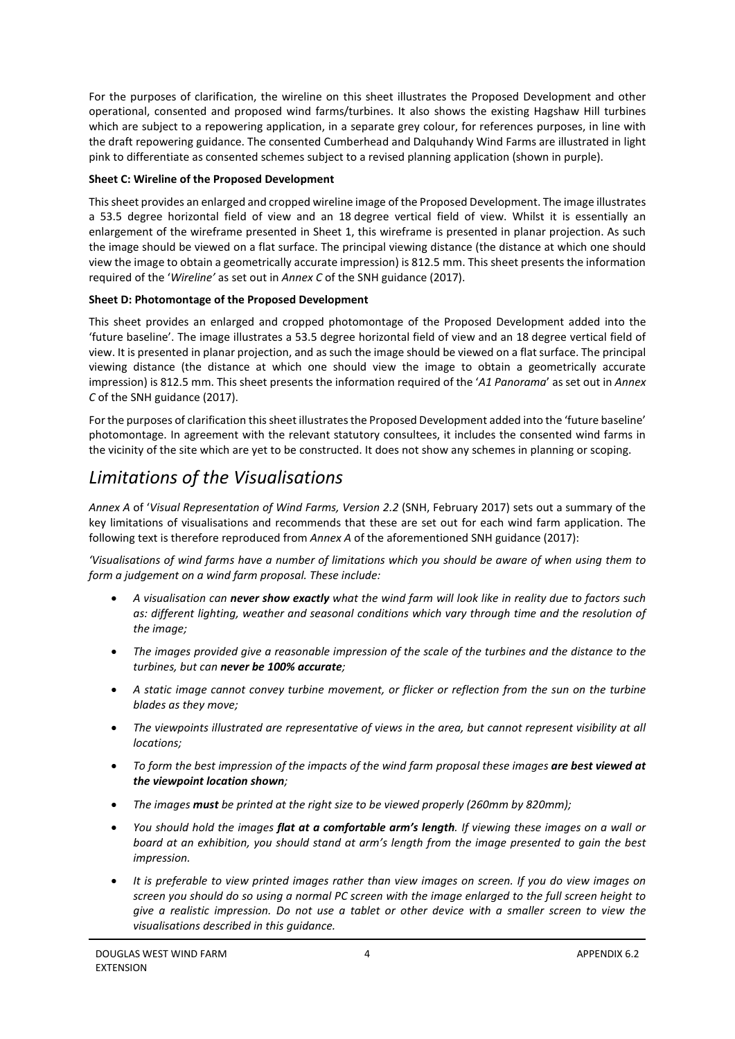For the purposes of clarification, the wireline on this sheet illustrates the Proposed Development and other operational, consented and proposed wind farms/turbines. It also shows the existing Hagshaw Hill turbines which are subject to a repowering application, in a separate grey colour, for references purposes, in line with the draft repowering guidance. The consented Cumberhead and Dalquhandy Wind Farms are illustrated in light pink to differentiate as consented schemes subject to a revised planning application (shown in purple).

**Sheet C: Wireline of the Proposed Development**

This sheet provides an enlarged and cropped wireline image of the Proposed Development. The image illustrates a 53.5 degree horizontal field of view and an 18 degree vertical field of view. Whilst it is essentially an enlargement of the wireframe presented in Sheet 1, this wireframe is presented in planar projection. As such the image should be viewed on a flat surface. The principal viewing distance (the distance at which one should view the image to obtain a geometrically accurate impression) is 812.5 mm. This sheet presents the information required of the '*Wireline'* as set out in *Annex C* of the SNH guidance (2017).

**Sheet D: Photomontage of the Proposed Development**

This sheet provides an enlarged and cropped photomontage of the Proposed Development added into the 'future baseline'. The image illustrates a 53.5 degree horizontal field of view and an 18 degree vertical field of view. It is presented in planar projection, and as such the image should be viewed on a flat surface. The principal viewing distance (the distance at which one should view the image to obtain a geometrically accurate impression) is 812.5 mm. This sheet presents the information required of the '*A1 Panorama*' as set out in *Annex C* of the SNH guidance (2017).

For the purposes of clarification this sheet illustrates the Proposed Development added into the 'future baseline' photomontage. In agreement with the relevant statutory consultees, it includes the consented wind farms in the vicinity of the site which are yet to be constructed. It does not show any schemes in planning or scoping.

## *Limitations of the Visualisations*

*Annex A* of '*Visual Representation of Wind Farms, Version 2.2* (SNH, February 2017) sets out a summary of the key limitations of visualisations and recommends that these are set out for each wind farm application. The following text is therefore reproduced from *Annex A* of the aforementioned SNH guidance (2017):

*'Visualisations of wind farms have a number of limitations which you should be aware of when using them to form a judgement on a wind farm proposal. These include:*

- *A visualisation can **never show exactly** what the wind farm will look like in reality due to factors such as: different lighting, weather and seasonal conditions which vary through time and the resolution of the image;*
- *The images provided give a reasonable impression of the scale of the turbines and the distance to the turbines, but can **never be 100% accurate**;*
- *A static image cannot convey turbine movement, or flicker or reflection from the sun on the turbine blades as they move;*
- *The viewpoints illustrated are representative of views in the area, but cannot represent visibility at all locations;*
- *To form the best impression of the impacts of the wind farm proposal these images **are best viewed at the viewpoint location shown**;*
- *The images **must** be printed at the right size to be viewed properly (260mm by 820mm);*
- *You should hold the images **flat at a comfortable arm's length**. If viewing these images on a wall or board at an exhibition, you should stand at arm's length from the image presented to gain the best impression.*
- *It is preferable to view printed images rather than view images on screen. If you do view images on screen you should do so using a normal PC screen with the image enlarged to the full screen height to give a realistic impression. Do not use a tablet or other device with a smaller screen to view the visualisations described in this guidance.*